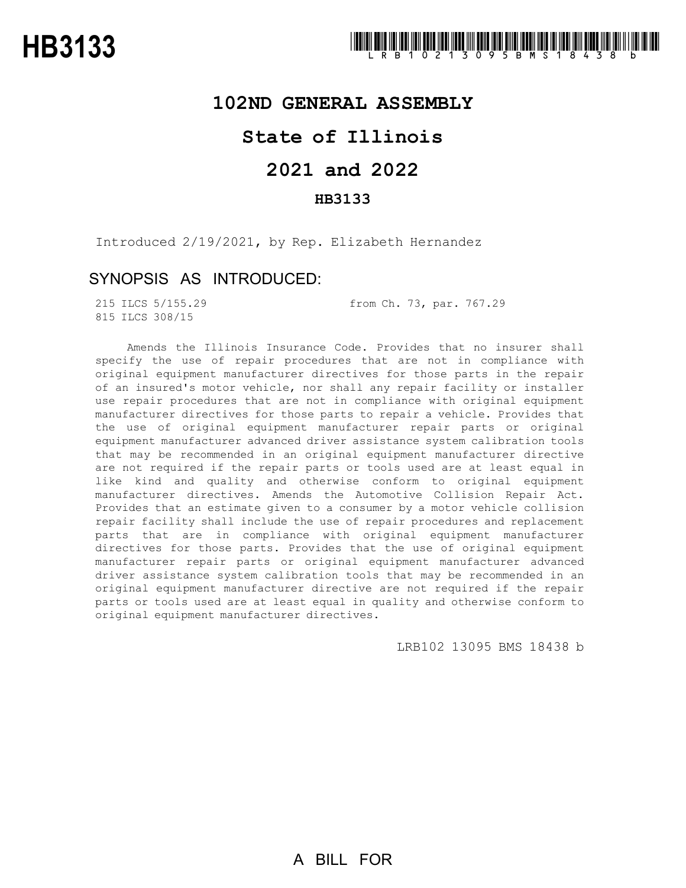# HB3133

LRB102 13095 BMS 18438 b

## 102ND GENERAL ASSEMBLY

## State of Illinois

## 2021 and 2022

### HB3133

Introduced 2/19/2021, by Rep. Elizabeth Hernandez

### SYNOPSIS AS INTRODUCED:

215 ILCS 5/155.29 from Ch. 73, par. 767.29
815 ILCS 308/15

Amends the Illinois Insurance Code. Provides that no insurer shall specify the use of repair procedures that are not in compliance with original equipment manufacturer directives for those parts in the repair of an insured's motor vehicle, nor shall any repair facility or installer use repair procedures that are not in compliance with original equipment manufacturer directives for those parts to repair a vehicle. Provides that the use of original equipment manufacturer repair parts or original equipment manufacturer advanced driver assistance system calibration tools that may be recommended in an original equipment manufacturer directive are not required if the repair parts or tools used are at least equal in like kind and quality and otherwise conform to original equipment manufacturer directives. Amends the Automotive Collision Repair Act. Provides that an estimate given to a consumer by a motor vehicle collision repair facility shall include the use of repair procedures and replacement parts that are in compliance with original equipment manufacturer directives for those parts. Provides that the use of original equipment manufacturer repair parts or original equipment manufacturer advanced driver assistance system calibration tools that may be recommended in an original equipment manufacturer directive are not required if the repair parts or tools used are at least equal in quality and otherwise conform to original equipment manufacturer directives.

LRB102 13095 BMS 18438 b

A BILL FOR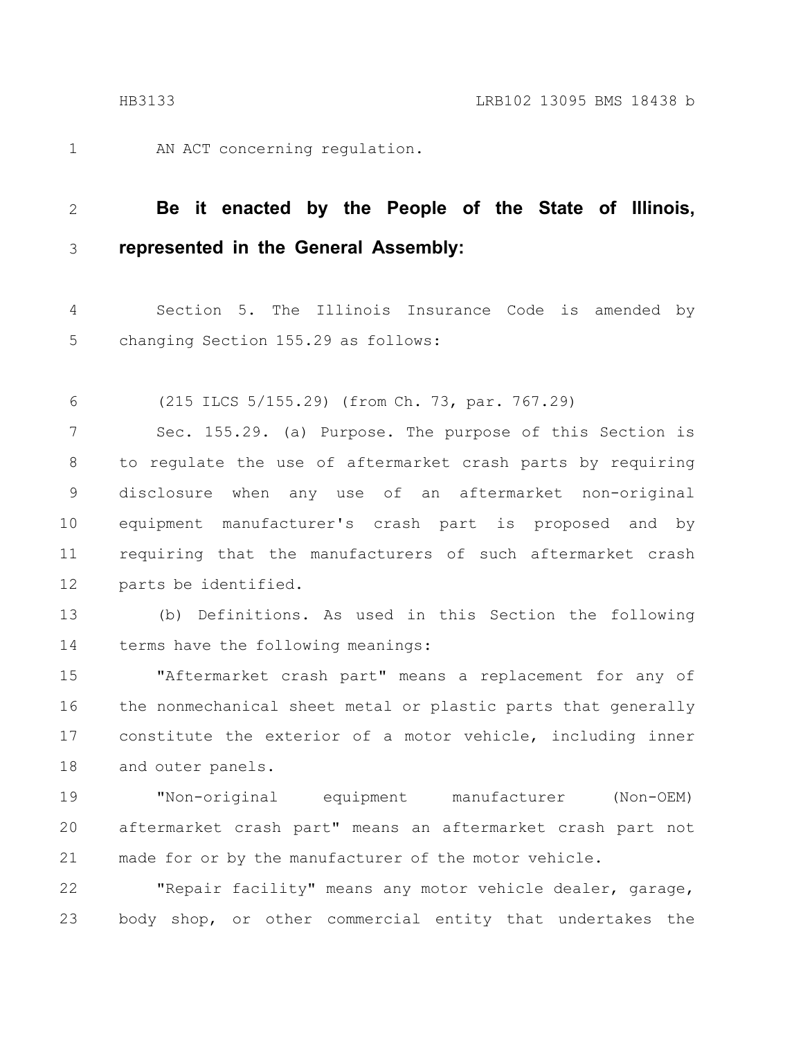AN ACT concerning regulation.

**Be it enacted by the People of the State of Illinois, represented in the General Assembly:**

Section 5. The Illinois Insurance Code is amended by changing Section 155.29 as follows:

(215 ILCS 5/155.29) (from Ch. 73, par. 767.29)

Sec. 155.29. (a) Purpose. The purpose of this Section is to regulate the use of aftermarket crash parts by requiring disclosure when any use of an aftermarket non-original equipment manufacturer's crash part is proposed and by requiring that the manufacturers of such aftermarket crash parts be identified.

(b) Definitions. As used in this Section the following terms have the following meanings:

"Aftermarket crash part" means a replacement for any of the nonmechanical sheet metal or plastic parts that generally constitute the exterior of a motor vehicle, including inner and outer panels.

"Non-original equipment manufacturer (Non-OEM) aftermarket crash part" means an aftermarket crash part not made for or by the manufacturer of the motor vehicle.

"Repair facility" means any motor vehicle dealer, garage, body shop, or other commercial entity that undertakes the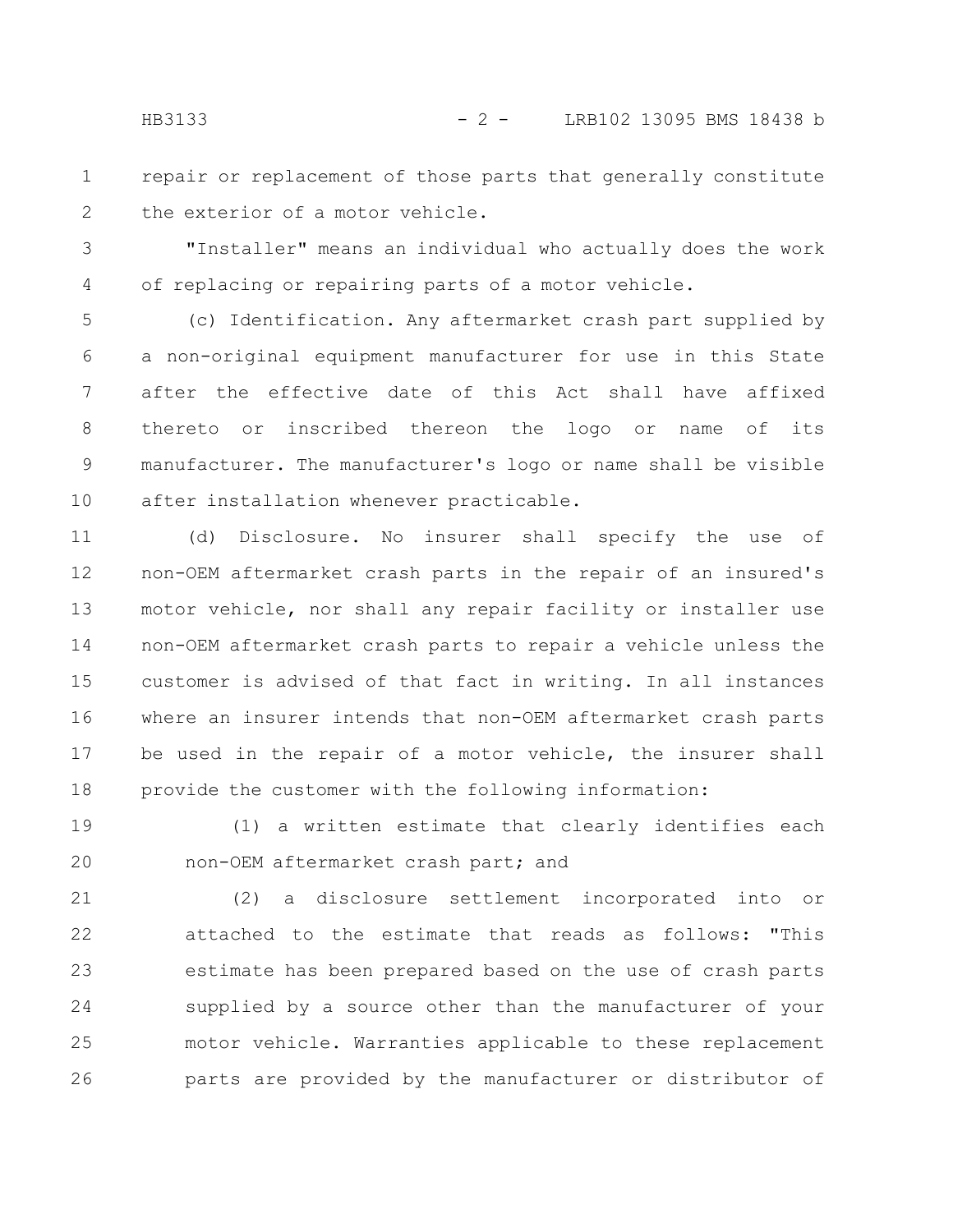repair or replacement of those parts that generally constitute the exterior of a motor vehicle.

"Installer" means an individual who actually does the work of replacing or repairing parts of a motor vehicle.

(c) Identification. Any aftermarket crash part supplied by a non-original equipment manufacturer for use in this State after the effective date of this Act shall have affixed thereto or inscribed thereon the logo or name of its manufacturer. The manufacturer's logo or name shall be visible after installation whenever practicable.

(d) Disclosure. No insurer shall specify the use of non-OEM aftermarket crash parts in the repair of an insured's motor vehicle, nor shall any repair facility or installer use non-OEM aftermarket crash parts to repair a vehicle unless the customer is advised of that fact in writing. In all instances where an insurer intends that non-OEM aftermarket crash parts be used in the repair of a motor vehicle, the insurer shall provide the customer with the following information:

(1) a written estimate that clearly identifies each non-OEM aftermarket crash part; and

(2) a disclosure settlement incorporated into or attached to the estimate that reads as follows: "This estimate has been prepared based on the use of crash parts supplied by a source other than the manufacturer of your motor vehicle. Warranties applicable to these replacement parts are provided by the manufacturer or distributor of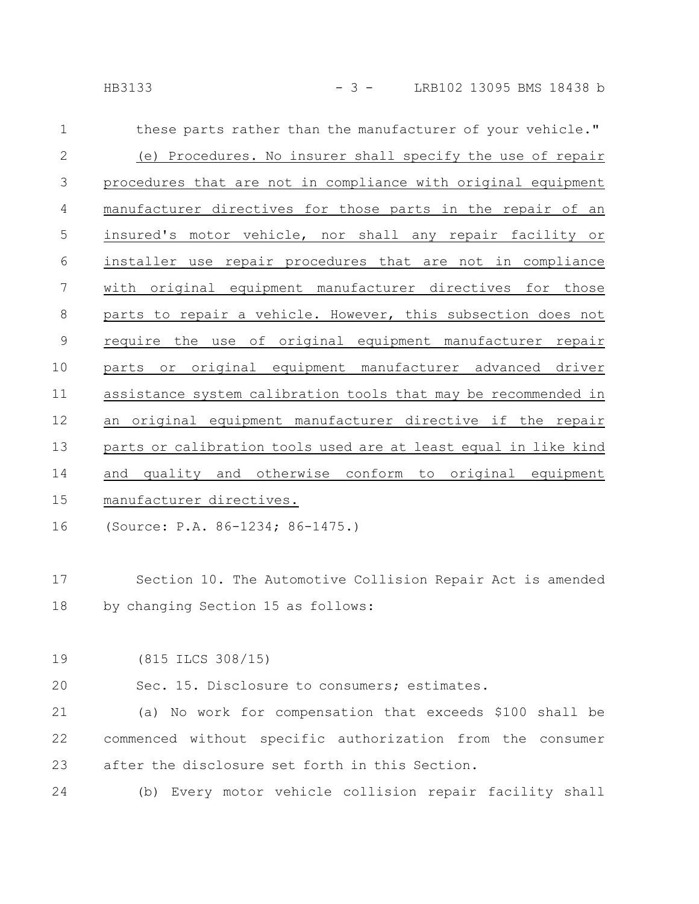these parts rather than the manufacturer of your vehicle."

(e) Procedures. No insurer shall specify the use of repair procedures that are not in compliance with original equipment manufacturer directives for those parts in the repair of an insured's motor vehicle, nor shall any repair facility or installer use repair procedures that are not in compliance with original equipment manufacturer directives for those parts to repair a vehicle. However, this subsection does not require the use of original equipment manufacturer repair parts or original equipment manufacturer advanced driver assistance system calibration tools that may be recommended in an original equipment manufacturer directive if the repair parts or calibration tools used are at least equal in like kind and quality and otherwise conform to original equipment manufacturer directives.

(Source: P.A. 86-1234; 86-1475.)

Section 10. The Automotive Collision Repair Act is amended by changing Section 15 as follows:

(815 ILCS 308/15)

Sec. 15. Disclosure to consumers; estimates.

(a) No work for compensation that exceeds $100 shall be commenced without specific authorization from the consumer after the disclosure set forth in this Section.

(b) Every motor vehicle collision repair facility shall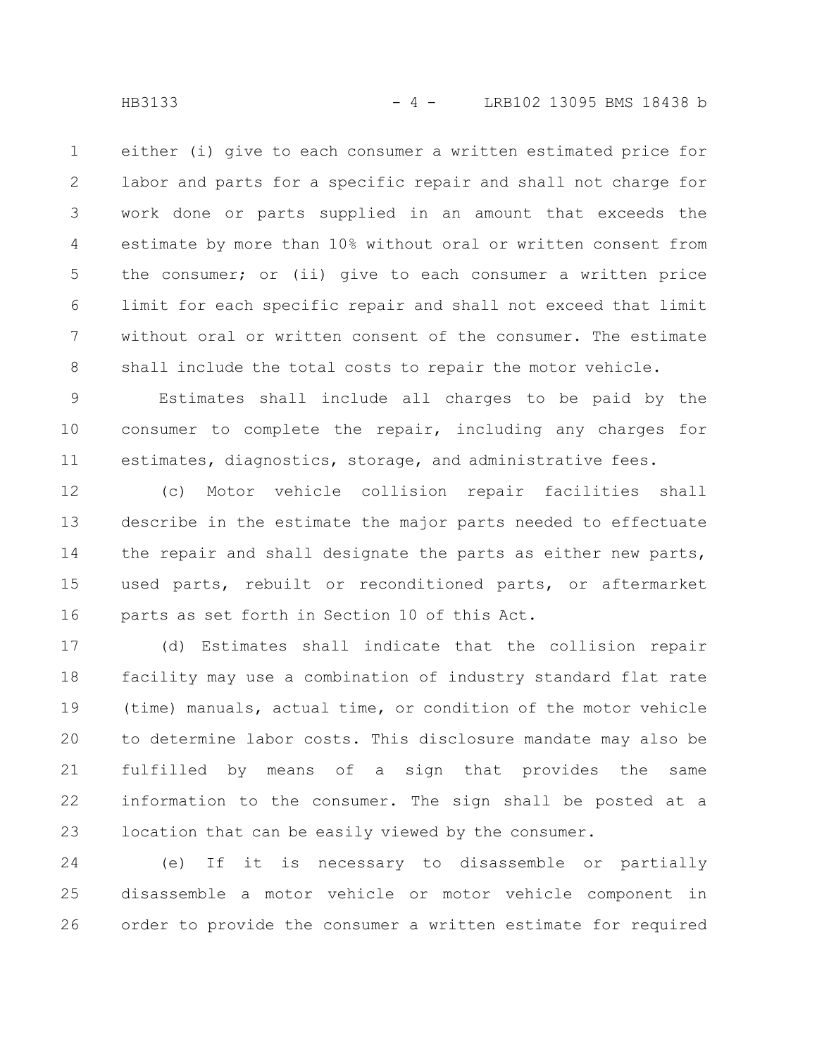either (i) give to each consumer a written estimated price for labor and parts for a specific repair and shall not charge for work done or parts supplied in an amount that exceeds the estimate by more than 10% without oral or written consent from the consumer; or (ii) give to each consumer a written price limit for each specific repair and shall not exceed that limit without oral or written consent of the consumer. The estimate shall include the total costs to repair the motor vehicle.

Estimates shall include all charges to be paid by the consumer to complete the repair, including any charges for estimates, diagnostics, storage, and administrative fees.

(c) Motor vehicle collision repair facilities shall describe in the estimate the major parts needed to effectuate the repair and shall designate the parts as either new parts, used parts, rebuilt or reconditioned parts, or aftermarket parts as set forth in Section 10 of this Act.

(d) Estimates shall indicate that the collision repair facility may use a combination of industry standard flat rate (time) manuals, actual time, or condition of the motor vehicle to determine labor costs. This disclosure mandate may also be fulfilled by means of a sign that provides the same information to the consumer. The sign shall be posted at a location that can be easily viewed by the consumer.

(e) If it is necessary to disassemble or partially disassemble a motor vehicle or motor vehicle component in order to provide the consumer a written estimate for required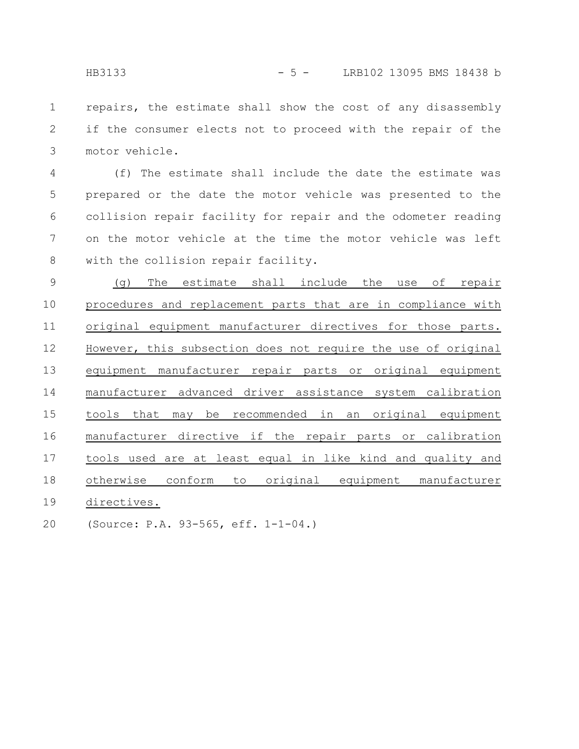repairs, the estimate shall show the cost of any disassembly if the consumer elects not to proceed with the repair of the motor vehicle.

(f) The estimate shall include the date the estimate was prepared or the date the motor vehicle was presented to the collision repair facility for repair and the odometer reading on the motor vehicle at the time the motor vehicle was left with the collision repair facility.

(g) The estimate shall include the use of repair procedures and replacement parts that are in compliance with original equipment manufacturer directives for those parts. However, this subsection does not require the use of original equipment manufacturer repair parts or original equipment manufacturer advanced driver assistance system calibration tools that may be recommended in an original equipment manufacturer directive if the repair parts or calibration tools used are at least equal in like kind and quality and otherwise conform to original equipment manufacturer directives.

(Source: P.A. 93-565, eff. 1-1-04.)